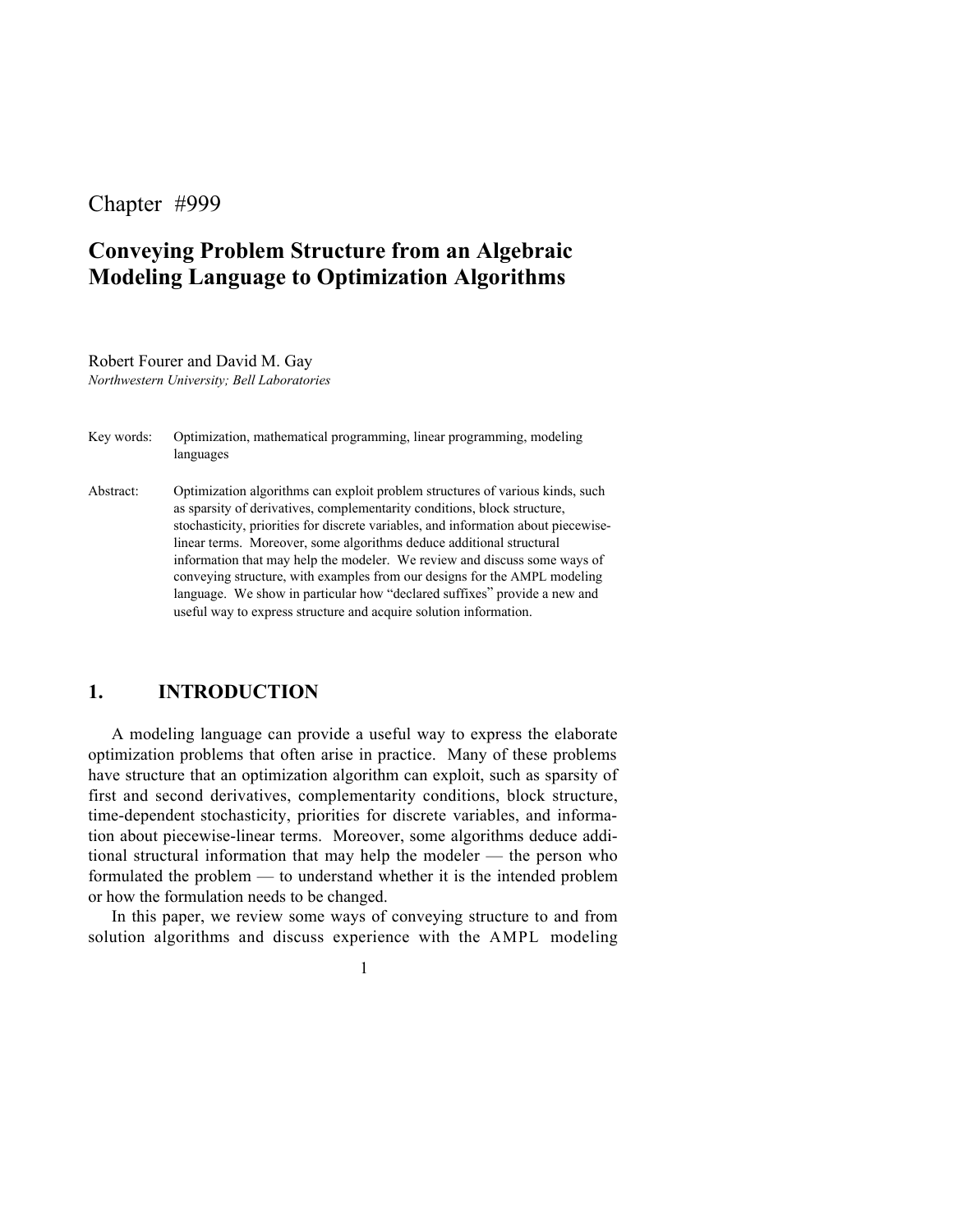Chapter #999

# Conveying Problem Structure from an Algebraic Modeling Language to Optimization Algorithms

Robert Fourer and David M. Gay

*Northwestern University; Bell Laboratories*

Key words: Optimization, mathematical programming, linear programming, modeling languages

Abstract: Optimization algorithms can exploit problem structures of various kinds, such as sparsity of derivatives, complementarity conditions, block structure, stochasticity, priorities for discrete variables, and information about piecewise-linear terms. Moreover, some algorithms deduce additional structural information that may help the modeler. We review and discuss some ways of conveying structure, with examples from our designs for the AMPL modeling language. We show in particular how "declared suffixes" provide a new and useful way to express structure and acquire solution information.

## 1. INTRODUCTION

A modeling language can provide a useful way to express the elaborate optimization problems that often arise in practice. Many of these problems have structure that an optimization algorithm can exploit, such as sparsity of first and second derivatives, complementarity conditions, block structure, time-dependent stochasticity, priorities for discrete variables, and information about piecewise-linear terms. Moreover, some algorithms deduce additional structural information that may help the modeler — the person who formulated the problem — to understand whether it is the intended problem or how the formulation needs to be changed.

In this paper, we review some ways of conveying structure to and from solution algorithms and discuss experience with the AMPL modeling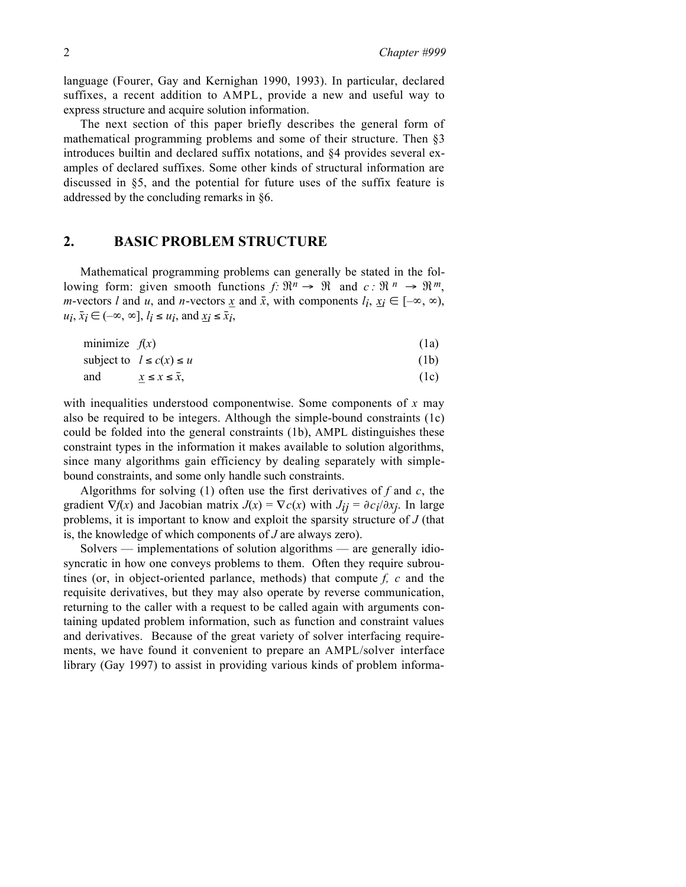language (Fourer, Gay and Kernighan 1990, 1993). In particular, declared suffixes, a recent addition to AMPL, provide a new and useful way to express structure and acquire solution information.

The next section of this paper briefly describes the general form of mathematical programming problems and some of their structure. Then §3 introduces builtin and declared suffix notations, and §4 provides several examples of declared suffixes. Some other kinds of structural information are discussed in §5, and the potential for future uses of the suffix feature is addressed by the concluding remarks in §6.

## 2. BASIC PROBLEM STRUCTURE

Mathematical programming problems can generally be stated in the following form: given smooth functions $f: \Re^n \rightarrow \Re$ and $c: \Re^n \rightarrow \Re^m$, $m$-vectors $l$ and $u$, and $n$-vectors $\underline{x}$ and $\bar{x}$, with components $l_i$, $\underline{x}_i \in [-\infty, \infty)$, $u_i$, $\bar{x}_i \in (-\infty, \infty]$, $l_i \le u_i$, and $\underline{x}_i \le \bar{x}_i$,

$$\text{minimize } \; f(x) \tag{1a}$$

$$\text{subject to } \; l \le c(x) \le u \tag{1b}$$

$$\text{and } \; \underline{x} \le x \le \bar{x}, \tag{1c}$$

with inequalities understood componentwise. Some components of $x$ may also be required to be integers. Although the simple-bound constraints (1c) could be folded into the general constraints (1b), AMPL distinguishes these constraint types in the information it makes available to solution algorithms, since many algorithms gain efficiency by dealing separately with simple-bound constraints, and some only handle such constraints.

Algorithms for solving (1) often use the first derivatives of $f$ and $c$, the gradient $\nabla f(x)$ and Jacobian matrix $J(x) = \nabla c(x)$ with $J_{ij} = \partial c_i / \partial x_j$. In large problems, it is important to know and exploit the sparsity structure of $J$ (that is, the knowledge of which components of $J$ are always zero).

Solvers — implementations of solution algorithms — are generally idiosyncratic in how one conveys problems to them. Often they require subroutines (or, in object-oriented parlance, methods) that compute $f$, $c$ and the requisite derivatives, but they may also operate by reverse communication, returning to the caller with a request to be called again with arguments containing updated problem information, such as function and constraint values and derivatives. Because of the great variety of solver interfacing requirements, we have found it convenient to prepare an AMPL/solver interface library (Gay 1997) to assist in providing various kinds of problem informa-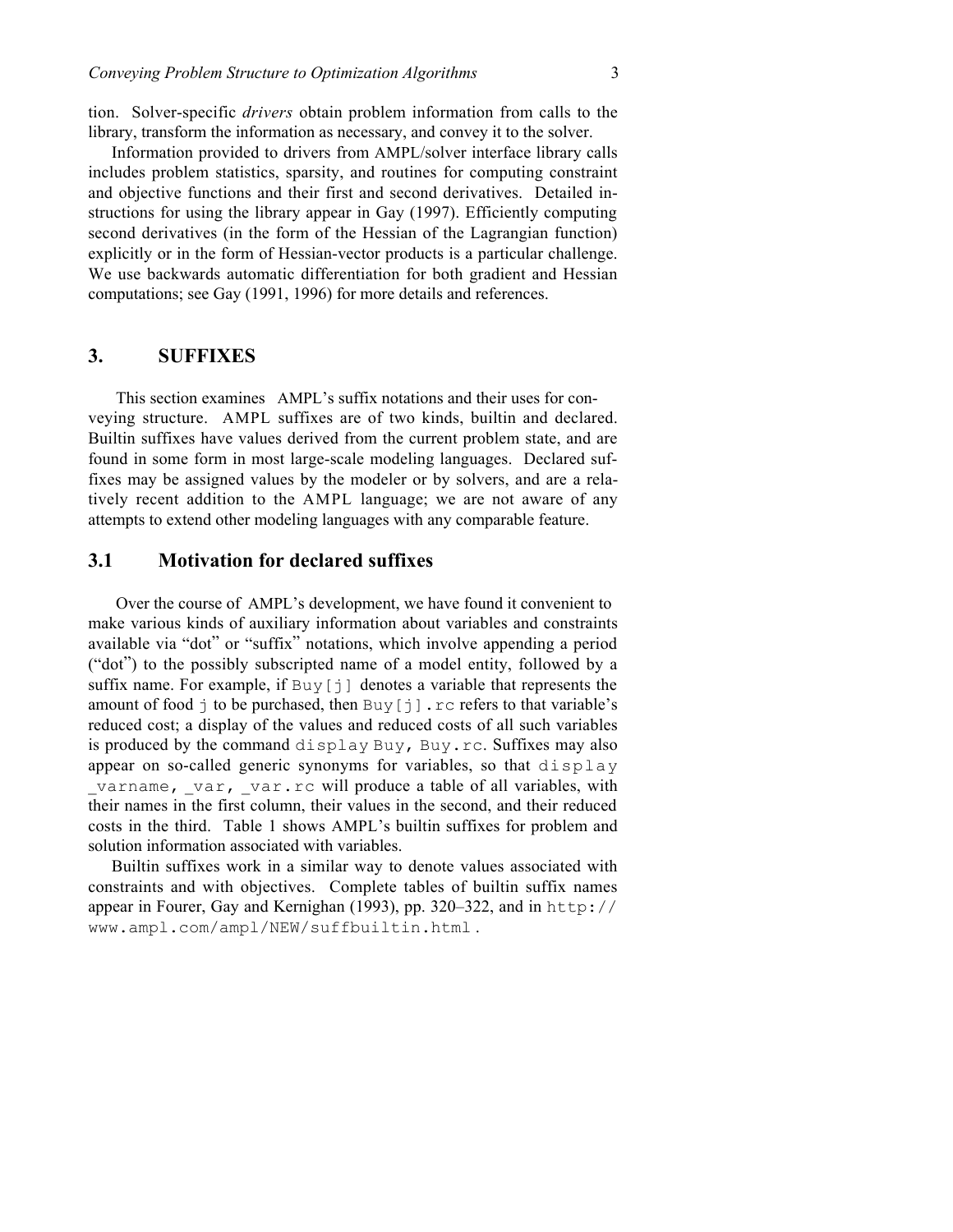tion. Solver-specific *drivers* obtain problem information from calls to the library, transform the information as necessary, and convey it to the solver.

Information provided to drivers from AMPL/solver interface library calls includes problem statistics, sparsity, and routines for computing constraint and objective functions and their first and second derivatives. Detailed instructions for using the library appear in Gay (1997). Efficiently computing second derivatives (in the form of the Hessian of the Lagrangian function) explicitly or in the form of Hessian-vector products is a particular challenge. We use backwards automatic differentiation for both gradient and Hessian computations; see Gay (1991, 1996) for more details and references.

## 3. SUFFIXES

This section examines AMPL's suffix notations and their uses for conveying structure. AMPL suffixes are of two kinds, builtin and declared. Builtin suffixes have values derived from the current problem state, and are found in some form in most large-scale modeling languages. Declared suffixes may be assigned values by the modeler or by solvers, and are a relatively recent addition to the AMPL language; we are not aware of any attempts to extend other modeling languages with any comparable feature.

### 3.1 Motivation for declared suffixes

Over the course of AMPL's development, we have found it convenient to make various kinds of auxiliary information about variables and constraints available via "dot" or "suffix" notations, which involve appending a period ("dot") to the possibly subscripted name of a model entity, followed by a suffix name. For example, if `Buy[j]` denotes a variable that represents the amount of food `j` to be purchased, then `Buy[j].rc` refers to that variable's reduced cost; a display of the values and reduced costs of all such variables is produced by the command `display Buy, Buy.rc`. Suffixes may also appear on so-called generic synonyms for variables, so that `display _varname, _var, _var.rc` will produce a table of all variables, with their names in the first column, their values in the second, and their reduced costs in the third. Table 1 shows AMPL's builtin suffixes for problem and solution information associated with variables.

Builtin suffixes work in a similar way to denote values associated with constraints and with objectives. Complete tables of builtin suffix names appear in Fourer, Gay and Kernighan (1993), pp. 320–322, and in `http://www.ampl.com/ampl/NEW/suffbuiltin.html`.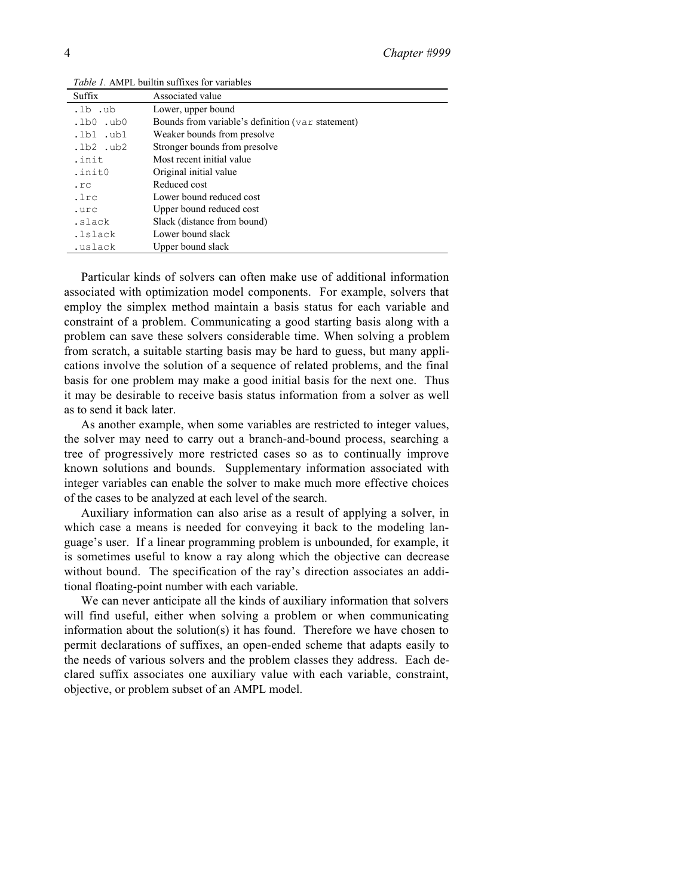*Table 1.* AMPL builtin suffixes for variables

| Suffix | Associated value |
|---|---|
| `.lb .ub` | Lower, upper bound |
| `.lb0 .ub0` | Bounds from variable's definition (`var` statement) |
| `.lb1 .ub1` | Weaker bounds from presolve |
| `.lb2 .ub2` | Stronger bounds from presolve |
| `.init` | Most recent initial value |
| `.init0` | Original initial value |
| `.rc` | Reduced cost |
| `.lrc` | Lower bound reduced cost |
| `.urc` | Upper bound reduced cost |
| `.slack` | Slack (distance from bound) |
| `.lslack` | Lower bound slack |
| `.uslack` | Upper bound slack |

Particular kinds of solvers can often make use of additional information associated with optimization model components. For example, solvers that employ the simplex method maintain a basis status for each variable and constraint of a problem. Communicating a good starting basis along with a problem can save these solvers considerable time. When solving a problem from scratch, a suitable starting basis may be hard to guess, but many applications involve the solution of a sequence of related problems, and the final basis for one problem may make a good initial basis for the next one. Thus it may be desirable to receive basis status information from a solver as well as to send it back later.

As another example, when some variables are restricted to integer values, the solver may need to carry out a branch-and-bound process, searching a tree of progressively more restricted cases so as to continually improve known solutions and bounds. Supplementary information associated with integer variables can enable the solver to make much more effective choices of the cases to be analyzed at each level of the search.

Auxiliary information can also arise as a result of applying a solver, in which case a means is needed for conveying it back to the modeling language's user. If a linear programming problem is unbounded, for example, it is sometimes useful to know a ray along which the objective can decrease without bound. The specification of the ray's direction associates an additional floating-point number with each variable.

We can never anticipate all the kinds of auxiliary information that solvers will find useful, either when solving a problem or when communicating information about the solution(s) it has found. Therefore we have chosen to permit declarations of suffixes, an open-ended scheme that adapts easily to the needs of various solvers and the problem classes they address. Each declared suffix associates one auxiliary value with each variable, constraint, objective, or problem subset of an AMPL model.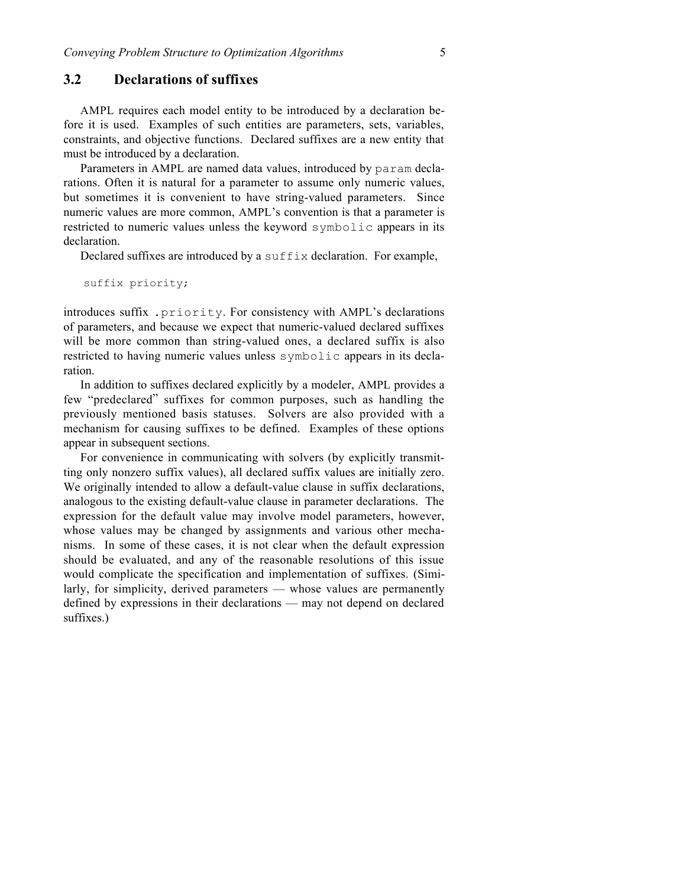## 3.2 Declarations of suffixes

AMPL requires each model entity to be introduced by a declaration before it is used. Examples of such entities are parameters, sets, variables, constraints, and objective functions. Declared suffixes are a new entity that must be introduced by a declaration.

Parameters in AMPL are named data values, introduced by `param` declarations. Often it is natural for a parameter to assume only numeric values, but sometimes it is convenient to have string-valued parameters. Since numeric values are more common, AMPL's convention is that a parameter is restricted to numeric values unless the keyword `symbolic` appears in its declaration.

Declared suffixes are introduced by a `suffix` declaration. For example,

```
suffix priority;
```

introduces suffix `.priority`. For consistency with AMPL's declarations of parameters, and because we expect that numeric-valued declared suffixes will be more common than string-valued ones, a declared suffix is also restricted to having numeric values unless `symbolic` appears in its declaration.

In addition to suffixes declared explicitly by a modeler, AMPL provides a few "predeclared" suffixes for common purposes, such as handling the previously mentioned basis statuses. Solvers are also provided with a mechanism for causing suffixes to be defined. Examples of these options appear in subsequent sections.

For convenience in communicating with solvers (by explicitly transmitting only nonzero suffix values), all declared suffix values are initially zero. We originally intended to allow a default-value clause in suffix declarations, analogous to the existing default-value clause in parameter declarations. The expression for the default value may involve model parameters, however, whose values may be changed by assignments and various other mechanisms. In some of these cases, it is not clear when the default expression should be evaluated, and any of the reasonable resolutions of this issue would complicate the specification and implementation of suffixes. (Similarly, for simplicity, derived parameters — whose values are permanently defined by expressions in their declarations — may not depend on declared suffixes.)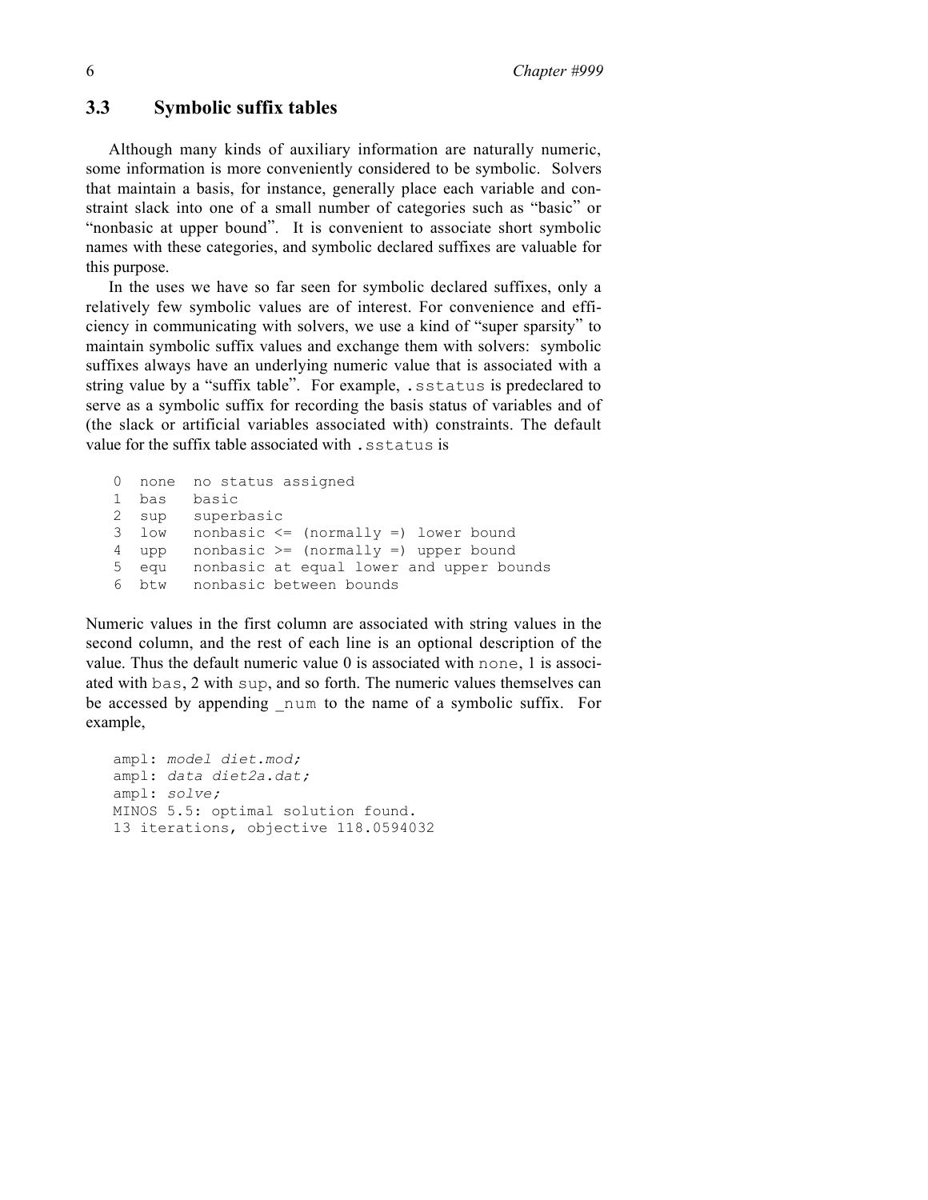### 3.3 Symbolic suffix tables

Although many kinds of auxiliary information are naturally numeric, some information is more conveniently considered to be symbolic. Solvers that maintain a basis, for instance, generally place each variable and constraint slack into one of a small number of categories such as "basic" or "nonbasic at upper bound". It is convenient to associate short symbolic names with these categories, and symbolic declared suffixes are valuable for this purpose.

In the uses we have so far seen for symbolic declared suffixes, only a relatively few symbolic values are of interest. For convenience and efficiency in communicating with solvers, we use a kind of "super sparsity" to maintain symbolic suffix values and exchange them with solvers: symbolic suffixes always have an underlying numeric value that is associated with a string value by a "suffix table". For example, `.sstatus` is predeclared to serve as a symbolic suffix for recording the basis status of variables and of (the slack or artificial variables associated with) constraints. The default value for the suffix table associated with `.sstatus` is

```
0  none  no status assigned
1  bas   basic
2  sup   superbasic
3  low   nonbasic <= (normally =) lower bound
4  upp   nonbasic >= (normally =) upper bound
5  equ   nonbasic at equal lower and upper bounds
6  btw   nonbasic between bounds
```

Numeric values in the first column are associated with string values in the second column, and the rest of each line is an optional description of the value. Thus the default numeric value 0 is associated with `none`, 1 is associated with `bas`, 2 with `sup`, and so forth. The numeric values themselves can be accessed by appending `_num` to the name of a symbolic suffix. For example,

```
ampl: model diet.mod;
ampl: data diet2a.dat;
ampl: solve;
MINOS 5.5: optimal solution found.
13 iterations, objective 118.0594032
```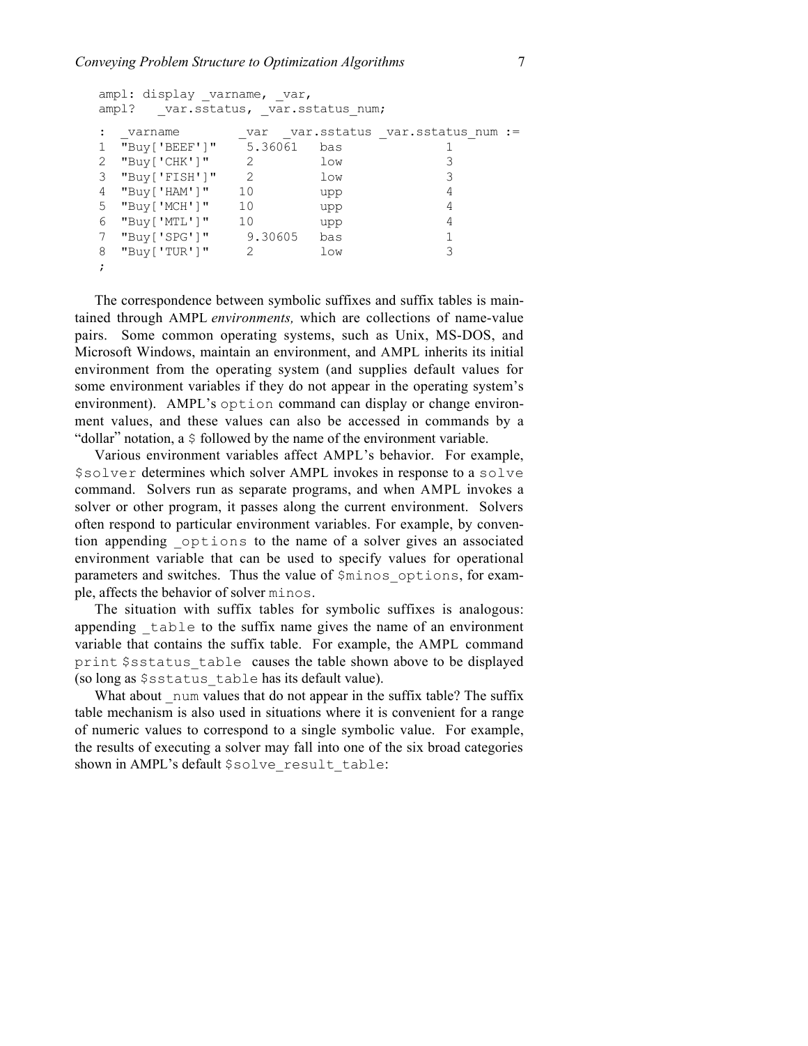```
ampl: display _varname, _var,
ampl?   _var.sstatus, _var.sstatus_num;

:  _varname        _var   _var.sstatus _var.sstatus_num :=
1  "Buy['BEEF']"    5.36061   bas           1
2  "Buy['CHK']"     2         low           3
3  "Buy['FISH']"    2         low           3
4  "Buy['HAM']"    10         upp           4
5  "Buy['MCH']"    10         upp           4
6  "Buy['MTL']"    10         upp           4
7  "Buy['SPG']"     9.30605   bas           1
8  "Buy['TUR']"     2         low           3
;
```

The correspondence between symbolic suffixes and suffix tables is maintained through AMPL *environments,* which are collections of name-value pairs. Some common operating systems, such as Unix, MS-DOS, and Microsoft Windows, maintain an environment, and AMPL inherits its initial environment from the operating system (and supplies default values for some environment variables if they do not appear in the operating system's environment). AMPL's `option` command can display or change environment values, and these values can also be accessed in commands by a "dollar" notation, a `$` followed by the name of the environment variable.

Various environment variables affect AMPL's behavior. For example, `$solver` determines which solver AMPL invokes in response to a `solve` command. Solvers run as separate programs, and when AMPL invokes a solver or other program, it passes along the current environment. Solvers often respond to particular environment variables. For example, by convention appending `_options` to the name of a solver gives an associated environment variable that can be used to specify values for operational parameters and switches. Thus the value of `$minos_options`, for example, affects the behavior of solver `minos`.

The situation with suffix tables for symbolic suffixes is analogous: appending `_table` to the suffix name gives the name of an environment variable that contains the suffix table. For example, the AMPL command `print $sstatus_table` causes the table shown above to be displayed (so long as `$sstatus_table` has its default value).

What about `_num` values that do not appear in the suffix table? The suffix table mechanism is also used in situations where it is convenient for a range of numeric values to correspond to a single symbolic value. For example, the results of executing a solver may fall into one of the six broad categories shown in AMPL's default `$solve_result_table`: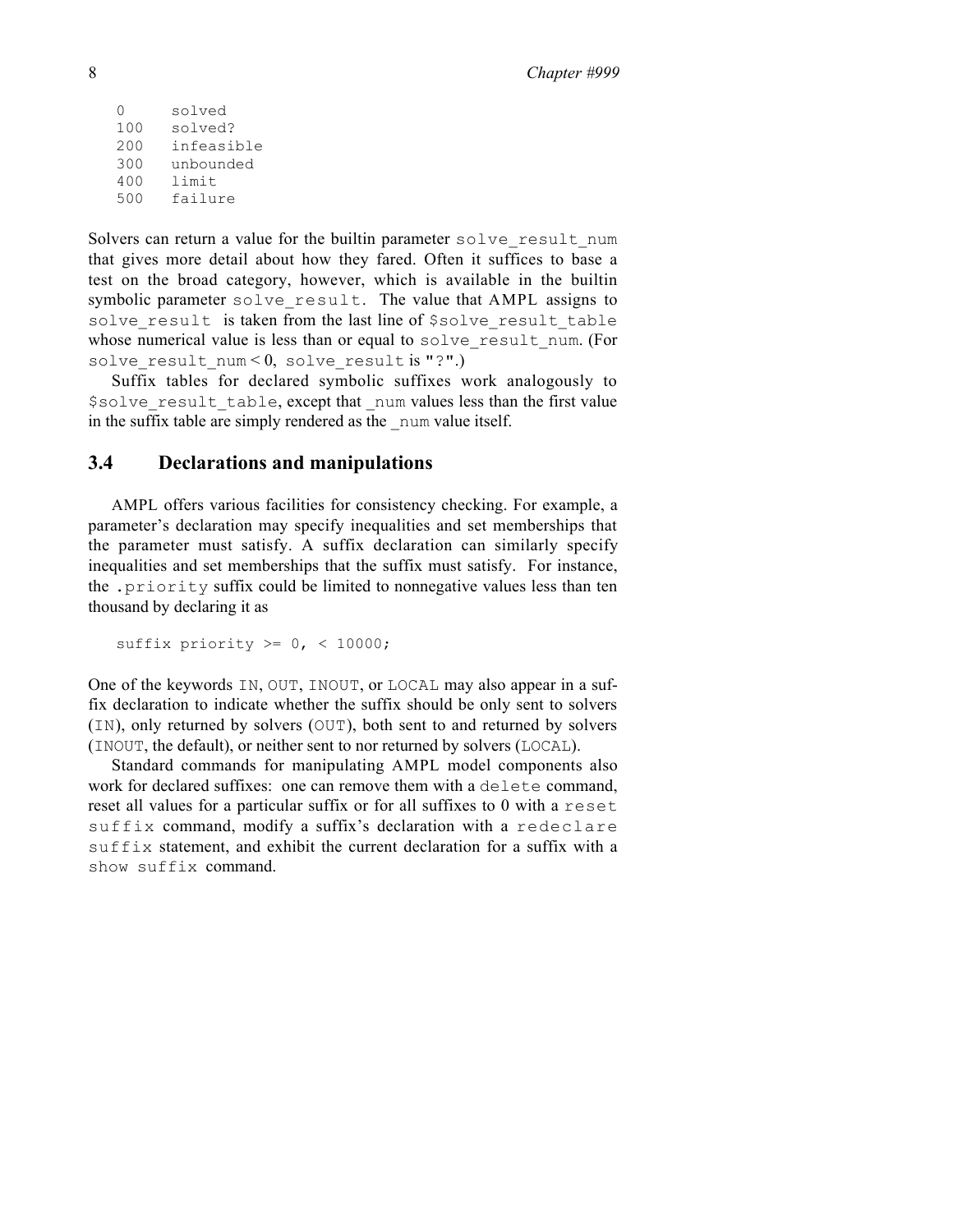```
0     solved
100   solved?
200   infeasible
300   unbounded
400   limit
500   failure
```

Solvers can return a value for the builtin parameter `solve_result_num` that gives more detail about how they fared. Often it suffices to base a test on the broad category, however, which is available in the builtin symbolic parameter `solve_result`. The value that AMPL assigns to `solve_result` is taken from the last line of `$solve_result_table` whose numerical value is less than or equal to `solve_result_num`. (For `solve_result_num` < 0, `solve_result` is `"?"`.)

Suffix tables for declared symbolic suffixes work analogously to `$solve_result_table`, except that `_num` values less than the first value in the suffix table are simply rendered as the `_num` value itself.

## 3.4 Declarations and manipulations

AMPL offers various facilities for consistency checking. For example, a parameter's declaration may specify inequalities and set memberships that the parameter must satisfy. A suffix declaration can similarly specify inequalities and set memberships that the suffix must satisfy. For instance, the `.priority` suffix could be limited to nonnegative values less than ten thousand by declaring it as

```
suffix priority >= 0, < 10000;
```

One of the keywords `IN`, `OUT`, `INOUT`, or `LOCAL` may also appear in a suffix declaration to indicate whether the suffix should be only sent to solvers (`IN`), only returned by solvers (`OUT`), both sent to and returned by solvers (`INOUT`, the default), or neither sent to nor returned by solvers (`LOCAL`).

Standard commands for manipulating AMPL model components also work for declared suffixes: one can remove them with a `delete` command, reset all values for a particular suffix or for all suffixes to 0 with a `reset suffix` command, modify a suffix's declaration with a `redeclare suffix` statement, and exhibit the current declaration for a suffix with a `show suffix` command.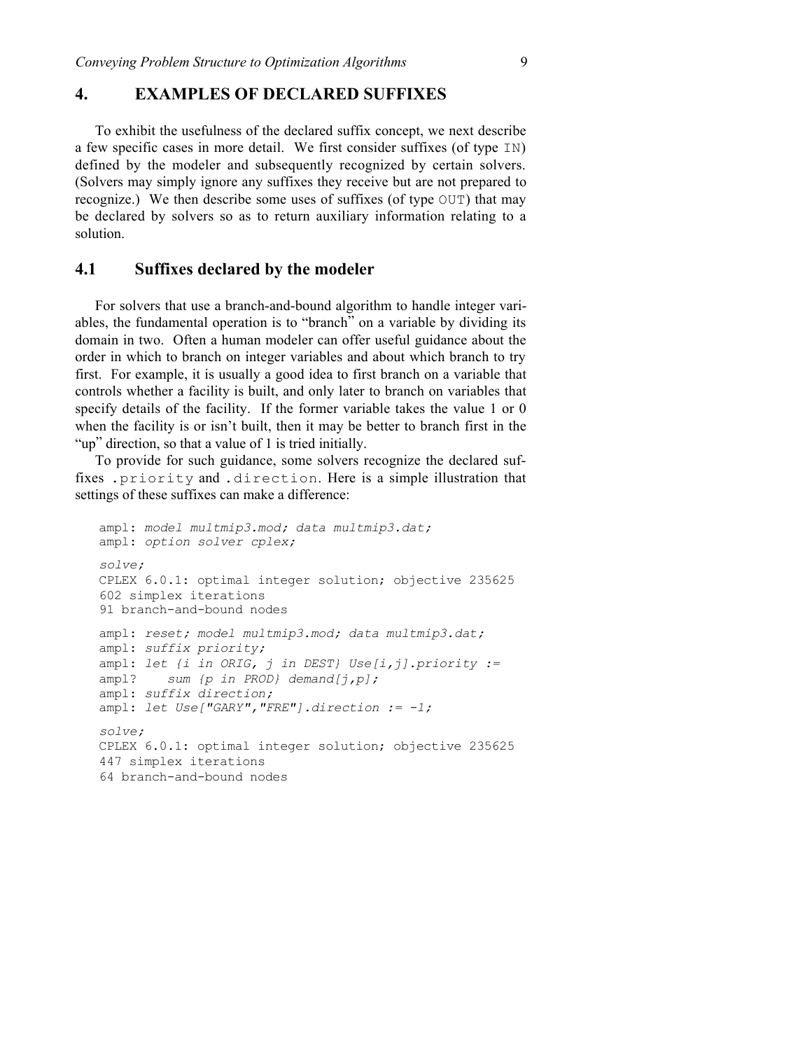## 4. EXAMPLES OF DECLARED SUFFIXES

To exhibit the usefulness of the declared suffix concept, we next describe a few specific cases in more detail. We first consider suffixes (of type `IN`) defined by the modeler and subsequently recognized by certain solvers. (Solvers may simply ignore any suffixes they receive but are not prepared to recognize.) We then describe some uses of suffixes (of type `OUT`) that may be declared by solvers so as to return auxiliary information relating to a solution.

### 4.1 Suffixes declared by the modeler

For solvers that use a branch-and-bound algorithm to handle integer variables, the fundamental operation is to "branch" on a variable by dividing its domain in two. Often a human modeler can offer useful guidance about the order in which to branch on integer variables and about which branch to try first. For example, it is usually a good idea to first branch on a variable that controls whether a facility is built, and only later to branch on variables that specify details of the facility. If the former variable takes the value 1 or 0 when the facility is or isn't built, then it may be better to branch first in the "up" direction, so that a value of 1 is tried initially.

To provide for such guidance, some solvers recognize the declared suffixes `.priority` and `.direction`. Here is a simple illustration that settings of these suffixes can make a difference:

```
ampl: model multmip3.mod; data multmip3.dat;
ampl: option solver cplex;
solve;
CPLEX 6.0.1: optimal integer solution; objective 235625
602 simplex iterations
91 branch-and-bound nodes
ampl: reset; model multmip3.mod; data multmip3.dat;
ampl: suffix priority;
ampl: let {i in ORIG, j in DEST} Use[i,j].priority :=
ampl?    sum {p in PROD} demand[j,p];
ampl: suffix direction;
ampl: let Use["GARY","FRE"].direction := -1;
solve;
CPLEX 6.0.1: optimal integer solution; objective 235625
447 simplex iterations
64 branch-and-bound nodes
```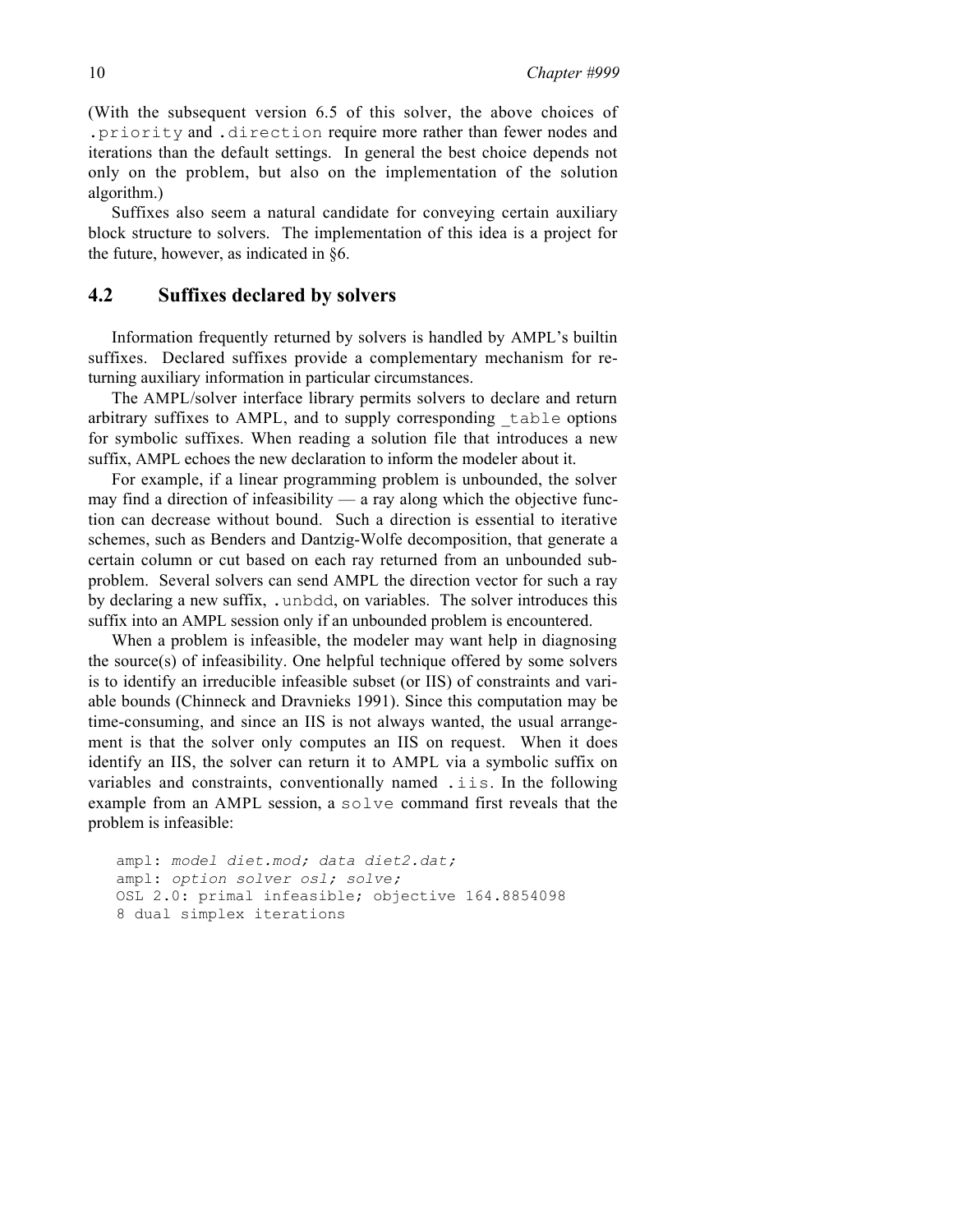(With the subsequent version 6.5 of this solver, the above choices of `.priority` and `.direction` require more rather than fewer nodes and iterations than the default settings. In general the best choice depends not only on the problem, but also on the implementation of the solution algorithm.)

Suffixes also seem a natural candidate for conveying certain auxiliary block structure to solvers. The implementation of this idea is a project for the future, however, as indicated in §6.

## 4.2 Suffixes declared by solvers

Information frequently returned by solvers is handled by AMPL's builtin suffixes. Declared suffixes provide a complementary mechanism for returning auxiliary information in particular circumstances.

The AMPL/solver interface library permits solvers to declare and return arbitrary suffixes to AMPL, and to supply corresponding `_table` options for symbolic suffixes. When reading a solution file that introduces a new suffix, AMPL echoes the new declaration to inform the modeler about it.

For example, if a linear programming problem is unbounded, the solver may find a direction of infeasibility — a ray along which the objective function can decrease without bound. Such a direction is essential to iterative schemes, such as Benders and Dantzig-Wolfe decomposition, that generate a certain column or cut based on each ray returned from an unbounded subproblem. Several solvers can send AMPL the direction vector for such a ray by declaring a new suffix, `.unbdd`, on variables. The solver introduces this suffix into an AMPL session only if an unbounded problem is encountered.

When a problem is infeasible, the modeler may want help in diagnosing the source(s) of infeasibility. One helpful technique offered by some solvers is to identify an irreducible infeasible subset (or IIS) of constraints and variable bounds (Chinneck and Dravnieks 1991). Since this computation may be time-consuming, and since an IIS is not always wanted, the usual arrangement is that the solver only computes an IIS on request. When it does identify an IIS, the solver can return it to AMPL via a symbolic suffix on variables and constraints, conventionally named `.iis`. In the following example from an AMPL session, a `solve` command first reveals that the problem is infeasible:

```
ampl: model diet.mod; data diet2.dat;
ampl: option solver osl; solve;
OSL 2.0: primal infeasible; objective 164.8854098
8 dual simplex iterations
```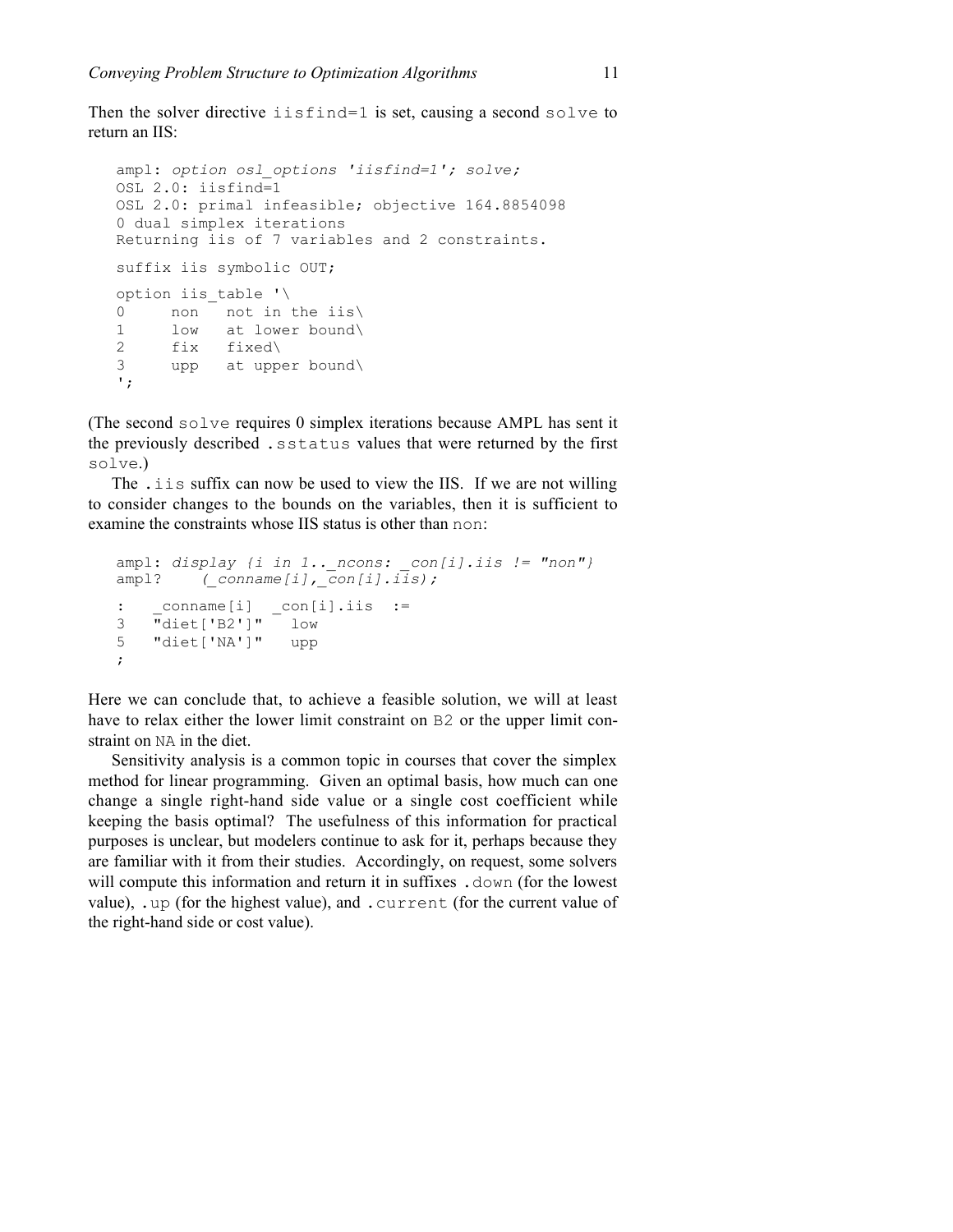Then the solver directive `iisfind=1` is set, causing a second `solve` to return an IIS:

```
ampl: option osl_options 'iisfind=1'; solve;
OSL 2.0: iisfind=1
OSL 2.0: primal infeasible; objective 164.8854098
0 dual simplex iterations
Returning iis of 7 variables and 2 constraints.

suffix iis symbolic OUT;

option iis_table '\
0     non   not in the iis\
1     low   at lower bound\
2     fix   fixed\
3     upp   at upper bound\
';
```

(The second `solve` requires 0 simplex iterations because AMPL has sent it the previously described `.sstatus` values that were returned by the first `solve`.)

The `.iis` suffix can now be used to view the IIS. If we are not willing to consider changes to the bounds on the variables, then it is sufficient to examine the constraints whose IIS status is other than `non`:

```
ampl: display {i in 1.._ncons: _con[i].iis != "non"}
ampl?     (_conname[i],_con[i].iis);

:   _conname[i]  _con[i].iis  :=
3   "diet['B2']"    low
5   "diet['NA']"    upp
;
```

Here we can conclude that, to achieve a feasible solution, we will at least have to relax either the lower limit constraint on `B2` or the upper limit constraint on `NA` in the diet.

Sensitivity analysis is a common topic in courses that cover the simplex method for linear programming. Given an optimal basis, how much can one change a single right-hand side value or a single cost coefficient while keeping the basis optimal? The usefulness of this information for practical purposes is unclear, but modelers continue to ask for it, perhaps because they are familiar with it from their studies. Accordingly, on request, some solvers will compute this information and return it in suffixes `.down` (for the lowest value), `.up` (for the highest value), and `.current` (for the current value of the right-hand side or cost value).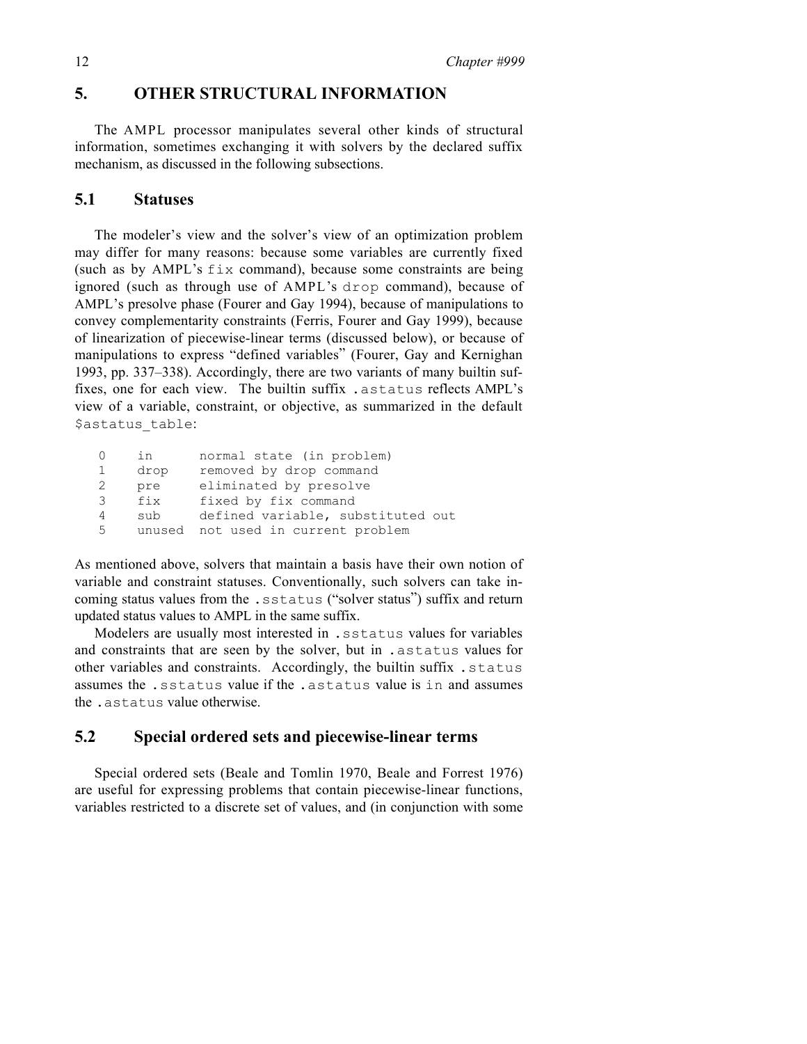## 5. OTHER STRUCTURAL INFORMATION

The AMPL processor manipulates several other kinds of structural information, sometimes exchanging it with solvers by the declared suffix mechanism, as discussed in the following subsections.

### 5.1 Statuses

The modeler's view and the solver's view of an optimization problem may differ for many reasons: because some variables are currently fixed (such as by AMPL's `fix` command), because some constraints are being ignored (such as through use of AMPL's `drop` command), because of AMPL's presolve phase (Fourer and Gay 1994), because of manipulations to convey complementarity constraints (Ferris, Fourer and Gay 1999), because of linearization of piecewise-linear terms (discussed below), or because of manipulations to express "defined variables" (Fourer, Gay and Kernighan 1993, pp. 337–338). Accordingly, there are two variants of many builtin suffixes, one for each view. The builtin suffix `.astatus` reflects AMPL's view of a variable, constraint, or objective, as summarized in the default `$astatus_table`:

```
0    in      normal state (in problem)
1    drop    removed by drop command
2    pre     eliminated by presolve
3    fix     fixed by fix command
4    sub     defined variable, substituted out
5    unused  not used in current problem
```

As mentioned above, solvers that maintain a basis have their own notion of variable and constraint statuses. Conventionally, such solvers can take incoming status values from the `.sstatus` ("solver status") suffix and return updated status values to AMPL in the same suffix.

Modelers are usually most interested in `.sstatus` values for variables and constraints that are seen by the solver, but in `.astatus` values for other variables and constraints. Accordingly, the builtin suffix `.status` assumes the `.sstatus` value if the `.astatus` value is `in` and assumes the `.astatus` value otherwise.

### 5.2 Special ordered sets and piecewise-linear terms

Special ordered sets (Beale and Tomlin 1970, Beale and Forrest 1976) are useful for expressing problems that contain piecewise-linear functions, variables restricted to a discrete set of values, and (in conjunction with some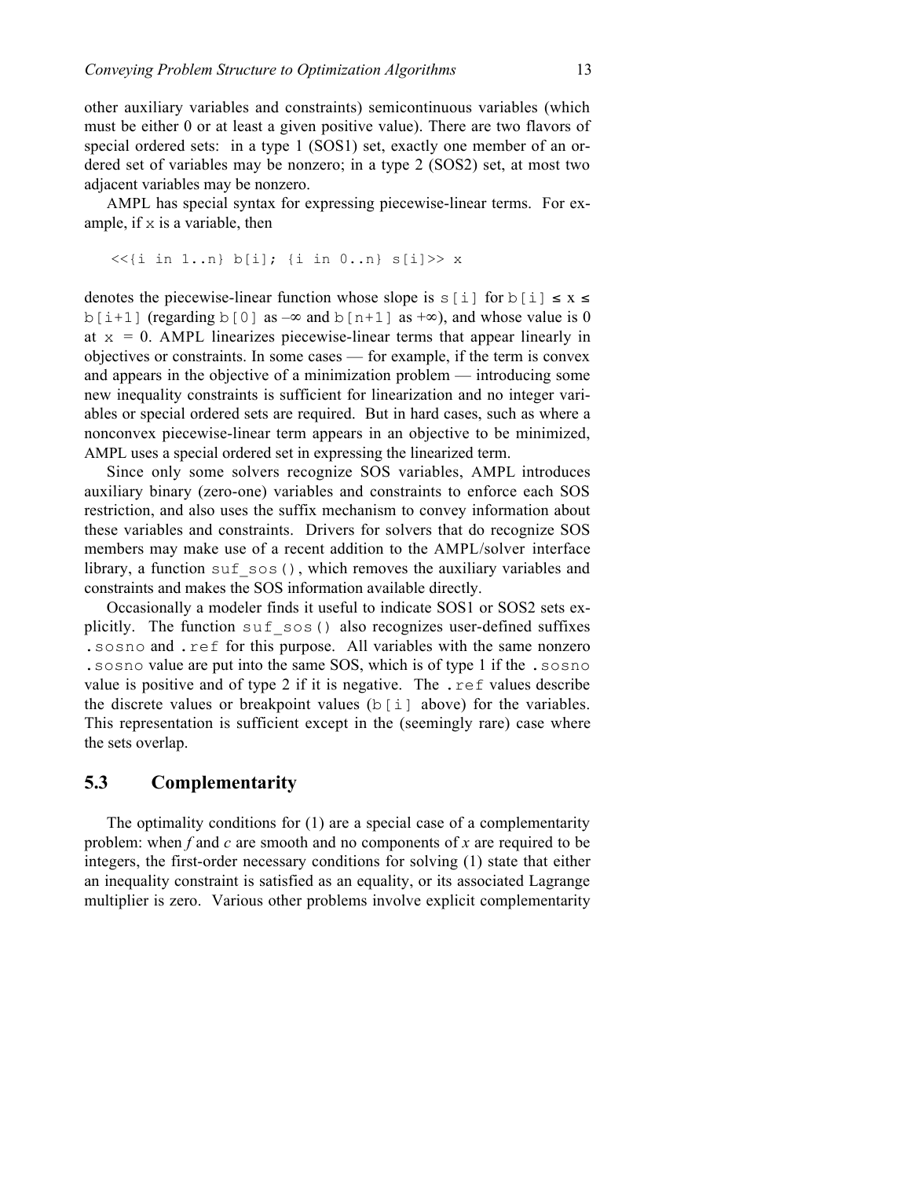other auxiliary variables and constraints) semicontinuous variables (which must be either 0 or at least a given positive value). There are two flavors of special ordered sets: in a type 1 (SOS1) set, exactly one member of an ordered set of variables may be nonzero; in a type 2 (SOS2) set, at most two adjacent variables may be nonzero.

AMPL has special syntax for expressing piecewise-linear terms. For example, if `x` is a variable, then

```
<<{i in 1..n} b[i]; {i in 0..n} s[i]>> x
```

denotes the piecewise-linear function whose slope is `s[i]` for `b[i]` ≤ `x` ≤ `b[i+1]` (regarding `b[0]` as $-\infty$ and `b[n+1]` as $+\infty$), and whose value is 0 at `x` = 0. AMPL linearizes piecewise-linear terms that appear linearly in objectives or constraints. In some cases — for example, if the term is convex and appears in the objective of a minimization problem — introducing some new inequality constraints is sufficient for linearization and no integer variables or special ordered sets are required. But in hard cases, such as where a nonconvex piecewise-linear term appears in an objective to be minimized, AMPL uses a special ordered set in expressing the linearized term.

Since only some solvers recognize SOS variables, AMPL introduces auxiliary binary (zero-one) variables and constraints to enforce each SOS restriction, and also uses the suffix mechanism to convey information about these variables and constraints. Drivers for solvers that do recognize SOS members may make use of a recent addition to the AMPL/solver interface library, a function `suf_sos()`, which removes the auxiliary variables and constraints and makes the SOS information available directly.

Occasionally a modeler finds it useful to indicate SOS1 or SOS2 sets explicitly. The function `suf_sos()` also recognizes user-defined suffixes `.sosno` and `.ref` for this purpose. All variables with the same nonzero `.sosno` value are put into the same SOS, which is of type 1 if the `.sosno` value is positive and of type 2 if it is negative. The `.ref` values describe the discrete values or breakpoint values (`b[i]` above) for the variables. This representation is sufficient except in the (seemingly rare) case where the sets overlap.

## 5.3 Complementarity

The optimality conditions for (1) are a special case of a complementarity problem: when $f$ and $c$ are smooth and no components of $x$ are required to be integers, the first-order necessary conditions for solving (1) state that either an inequality constraint is satisfied as an equality, or its associated Lagrange multiplier is zero. Various other problems involve explicit complementarity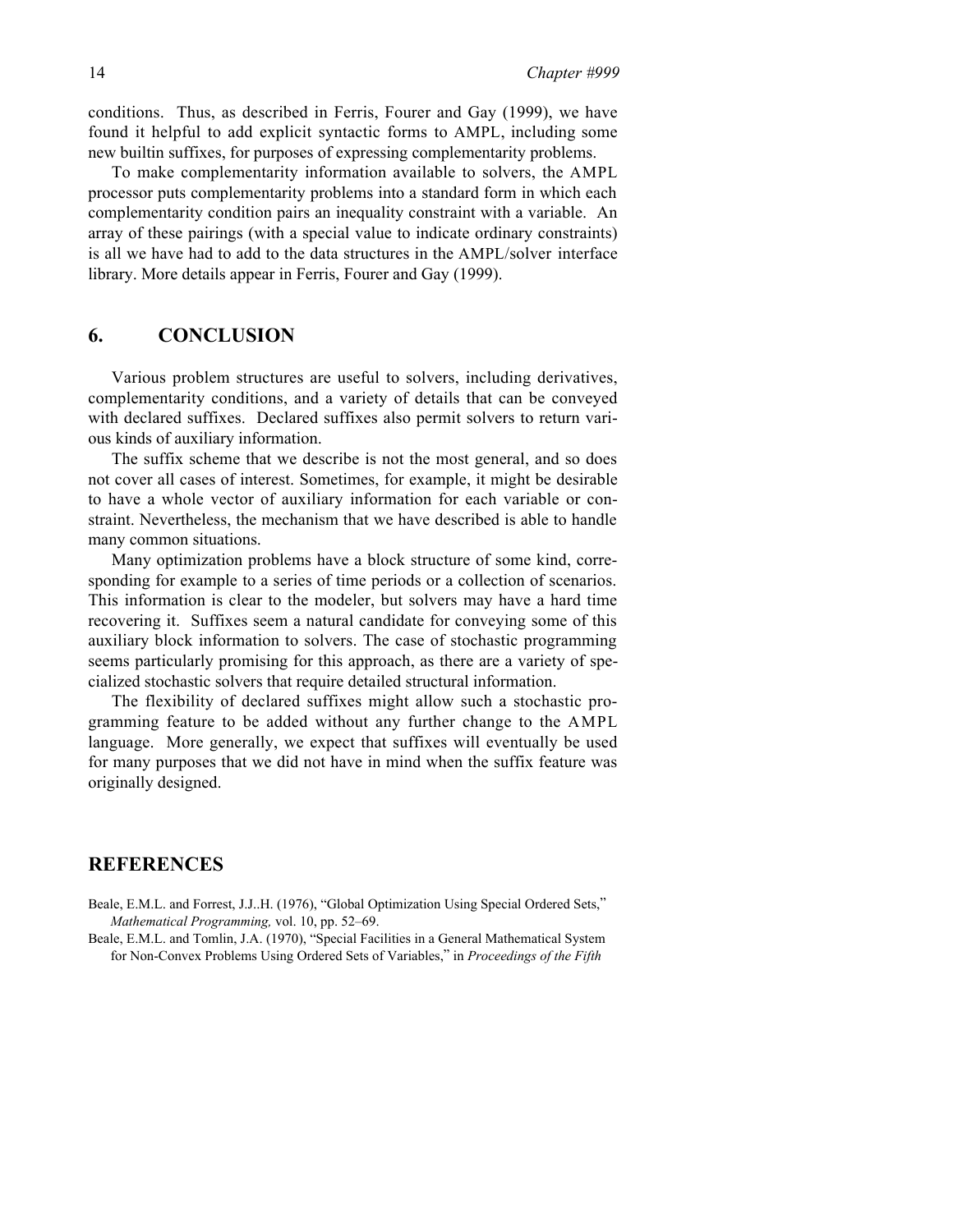conditions. Thus, as described in Ferris, Fourer and Gay (1999), we have found it helpful to add explicit syntactic forms to AMPL, including some new builtin suffixes, for purposes of expressing complementarity problems.

To make complementarity information available to solvers, the AMPL processor puts complementarity problems into a standard form in which each complementarity condition pairs an inequality constraint with a variable. An array of these pairings (with a special value to indicate ordinary constraints) is all we have had to add to the data structures in the AMPL/solver interface library. More details appear in Ferris, Fourer and Gay (1999).

## 6. CONCLUSION

Various problem structures are useful to solvers, including derivatives, complementarity conditions, and a variety of details that can be conveyed with declared suffixes. Declared suffixes also permit solvers to return various kinds of auxiliary information.

The suffix scheme that we describe is not the most general, and so does not cover all cases of interest. Sometimes, for example, it might be desirable to have a whole vector of auxiliary information for each variable or constraint. Nevertheless, the mechanism that we have described is able to handle many common situations.

Many optimization problems have a block structure of some kind, corresponding for example to a series of time periods or a collection of scenarios. This information is clear to the modeler, but solvers may have a hard time recovering it. Suffixes seem a natural candidate for conveying some of this auxiliary block information to solvers. The case of stochastic programming seems particularly promising for this approach, as there are a variety of specialized stochastic solvers that require detailed structural information.

The flexibility of declared suffixes might allow such a stochastic programming feature to be added without any further change to the AMPL language. More generally, we expect that suffixes will eventually be used for many purposes that we did not have in mind when the suffix feature was originally designed.

## REFERENCES

Beale, E.M.L. and Forrest, J.J..H. (1976), "Global Optimization Using Special Ordered Sets," *Mathematical Programming,* vol. 10, pp. 52–69.

Beale, E.M.L. and Tomlin, J.A. (1970), "Special Facilities in a General Mathematical System for Non-Convex Problems Using Ordered Sets of Variables," in *Proceedings of the Fifth*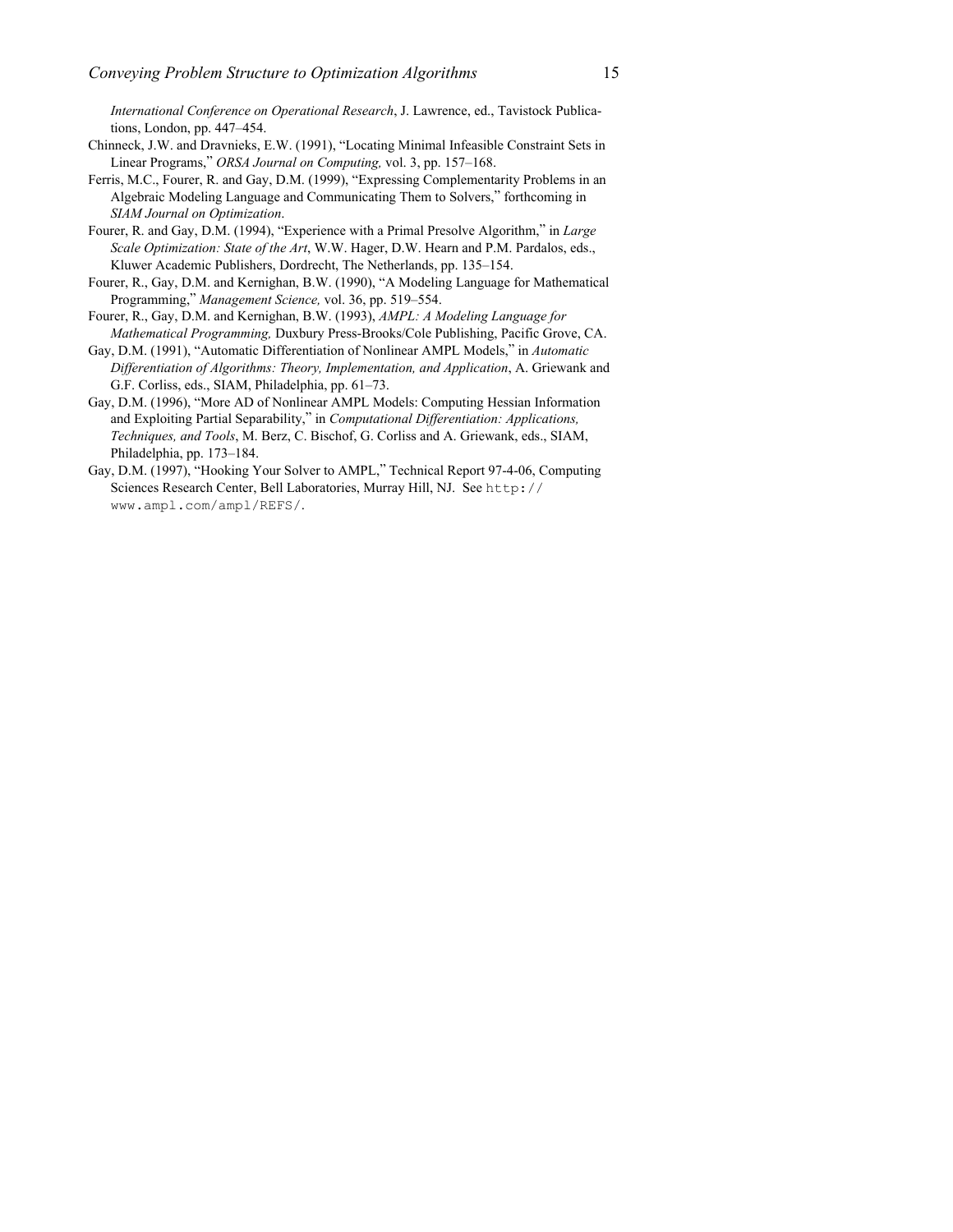*International Conference on Operational Research*, J. Lawrence, ed., Tavistock Publications, London, pp. 447–454.

Chinneck, J.W. and Dravnieks, E.W. (1991), "Locating Minimal Infeasible Constraint Sets in Linear Programs," *ORSA Journal on Computing,* vol. 3, pp. 157–168.

Ferris, M.C., Fourer, R. and Gay, D.M. (1999), "Expressing Complementarity Problems in an Algebraic Modeling Language and Communicating Them to Solvers," forthcoming in *SIAM Journal on Optimization*.

Fourer, R. and Gay, D.M. (1994), "Experience with a Primal Presolve Algorithm," in *Large Scale Optimization: State of the Art*, W.W. Hager, D.W. Hearn and P.M. Pardalos, eds., Kluwer Academic Publishers, Dordrecht, The Netherlands, pp. 135–154.

Fourer, R., Gay, D.M. and Kernighan, B.W. (1990), "A Modeling Language for Mathematical Programming," *Management Science,* vol. 36, pp. 519–554.

Fourer, R., Gay, D.M. and Kernighan, B.W. (1993), *AMPL: A Modeling Language for Mathematical Programming,* Duxbury Press-Brooks/Cole Publishing, Pacific Grove, CA.

Gay, D.M. (1991), "Automatic Differentiation of Nonlinear AMPL Models," in *Automatic Differentiation of Algorithms: Theory, Implementation, and Application*, A. Griewank and G.F. Corliss, eds., SIAM, Philadelphia, pp. 61–73.

Gay, D.M. (1996), "More AD of Nonlinear AMPL Models: Computing Hessian Information and Exploiting Partial Separability," in *Computational Differentiation: Applications, Techniques, and Tools*, M. Berz, C. Bischof, G. Corliss and A. Griewank, eds., SIAM, Philadelphia, pp. 173–184.

Gay, D.M. (1997), "Hooking Your Solver to AMPL," Technical Report 97-4-06, Computing Sciences Research Center, Bell Laboratories, Murray Hill, NJ. See `http://www.ampl.com/ampl/REFS/`.